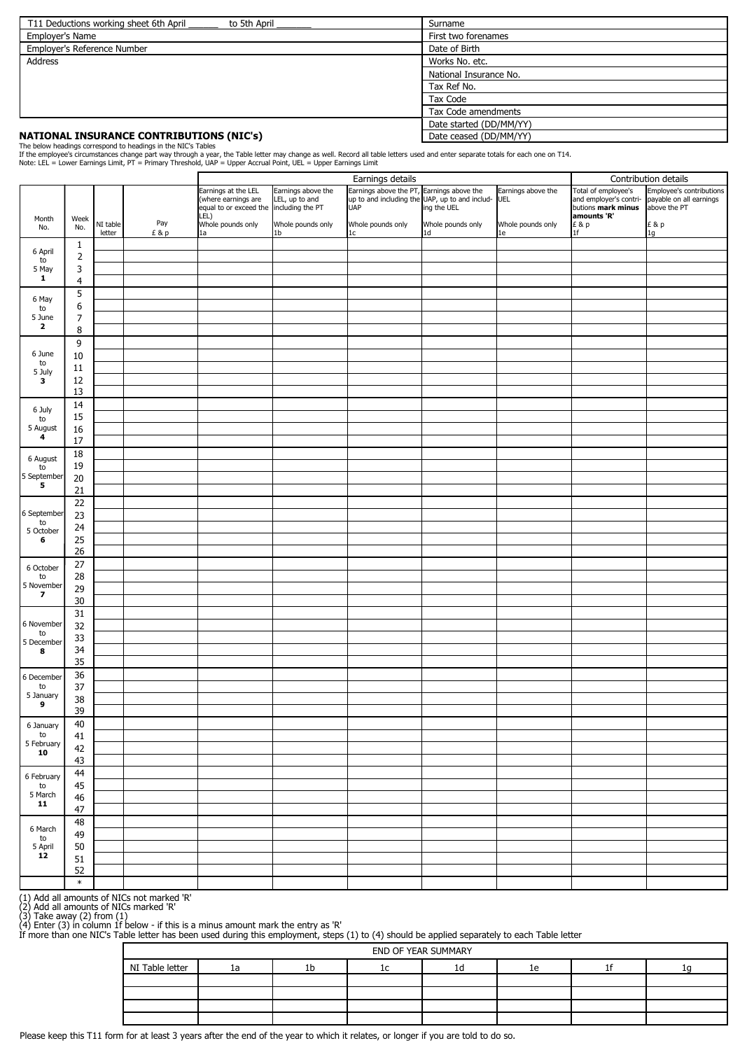| T11 Deductions working sheet 6th April ______ to 5th April _______ | Surname |
| --- | --- |
| Employer's Name | First two forenames |
| Employer's Reference Number | Date of Birth |
| Address | Works No. etc. |
| | National Insurance No. |
| | Tax Ref No. |
| | Tax Code |
| | Tax Code amendments |
| | Date started (DD/MM/YY) |
| | Date ceased (DD/MM/YY) |

## NATIONAL INSURANCE CONTRIBUTIONS (NIC's)

The below headings correspond to headings in the NIC's Tables
If the employee's circumstances change part way through a year, the Table letter may change as well. Record all table letters used and enter separate totals for each one on T14.
Note: LEL = Lower Earnings Limit, PT = Primary Threshold, UAP = Upper Accrual Point, UEL = Upper Earnings Limit

| | | | | Earnings details | | | | | Contribution details | |
| --- | --- | --- | --- | --- | --- | --- | --- | --- | --- | --- |
| Month No. | Week No. | NI table letter | Pay £ & p | Earnings at the LEL (where earnings are equal to or exceed the LEL) Whole pounds only 1a | Earnings above the LEL, up to and including the PT Whole pounds only 1b | Earnings above the PT, up to and including the UAP Whole pounds only 1c | Earnings above the UAP, up to and including the UEL Whole pounds only 1d | Earnings above the UEL Whole pounds only 1e | Total of employee's and employer's contributions **mark minus amounts 'R'** £ & p 1f | Employee's contributions payable on all earnings above the PT £ & p 1g |
| 6 April to 5 May **1** | 1 | | | | | | | | | |
| | 2 | | | | | | | | | |
| | 3 | | | | | | | | | |
| | 4 | | | | | | | | | |
| 6 May to 5 June **2** | 5 | | | | | | | | | |
| | 6 | | | | | | | | | |
| | 7 | | | | | | | | | |
| | 8 | | | | | | | | | |
| 6 June to 5 July **3** | 9 | | | | | | | | | |
| | 10 | | | | | | | | | |
| | 11 | | | | | | | | | |
| | 12 | | | | | | | | | |
| | 13 | | | | | | | | | |
| 6 July to 5 August **4** | 14 | | | | | | | | | |
| | 15 | | | | | | | | | |
| | 16 | | | | | | | | | |
| | 17 | | | | | | | | | |
| 6 August to 5 September **5** | 18 | | | | | | | | | |
| | 19 | | | | | | | | | |
| | 20 | | | | | | | | | |
| | 21 | | | | | | | | | |
| 6 September to 5 October **6** | 22 | | | | | | | | | |
| | 23 | | | | | | | | | |
| | 24 | | | | | | | | | |
| | 25 | | | | | | | | | |
| | 26 | | | | | | | | | |
| 6 October to 5 November **7** | 27 | | | | | | | | | |
| | 28 | | | | | | | | | |
| | 29 | | | | | | | | | |
| | 30 | | | | | | | | | |
| 6 November to 5 December **8** | 31 | | | | | | | | | |
| | 32 | | | | | | | | | |
| | 33 | | | | | | | | | |
| | 34 | | | | | | | | | |
| | 35 | | | | | | | | | |
| 6 December to 5 January **9** | 36 | | | | | | | | | |
| | 37 | | | | | | | | | |
| | 38 | | | | | | | | | |
| | 39 | | | | | | | | | |
| 6 January to 5 February **10** | 40 | | | | | | | | | |
| | 41 | | | | | | | | | |
| | 42 | | | | | | | | | |
| | 43 | | | | | | | | | |
| 6 February to 5 March **11** | 44 | | | | | | | | | |
| | 45 | | | | | | | | | |
| | 46 | | | | | | | | | |
| | 47 | | | | | | | | | |
| 6 March to 5 April **12** | 48 | | | | | | | | | |
| | 49 | | | | | | | | | |
| | 50 | | | | | | | | | |
| | 51 | | | | | | | | | |
| | 52 | | | | | | | | | |
| | * | | | | | | | | | |

(1) Add all amounts of NICs not marked 'R'
(2) Add all amounts of NICs marked 'R'
(3) Take away (2) from (1)
(4) Enter (3) in column 1f below - if this is a minus amount mark the entry as 'R'
If more than one NIC's Table letter has been used during this employment, steps (1) to (4) should be applied separately to each Table letter

| END OF YEAR SUMMARY | | | | | | | |
| --- | --- | --- | --- | --- | --- | --- | --- |
| NI Table letter | 1a | 1b | 1c | 1d | 1e | 1f | 1g |
| | | | | | | | |
| | | | | | | | |
| | | | | | | | |
| | | | | | | | |

Please keep this T11 form for at least 3 years after the end of the year to which it relates, or longer if you are told to do so.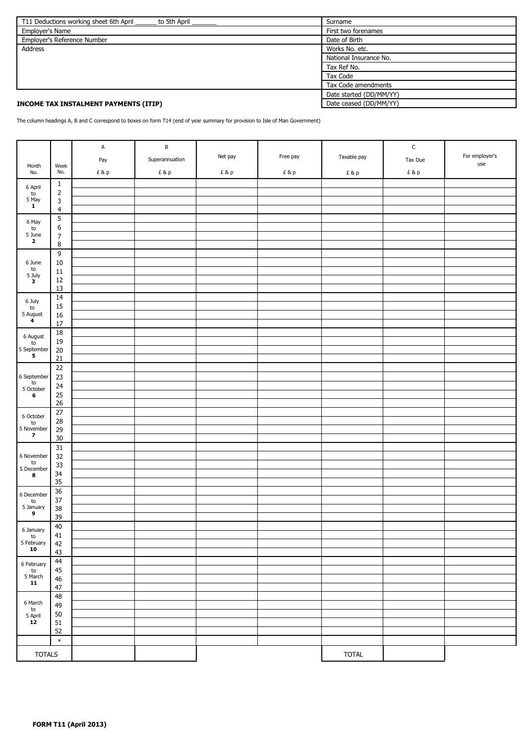| T11 Deductions working sheet 6th April ______ to 5th April _______ | Surname |
|---|---|
| Employer's Name | First two forenames |
| Employer's Reference Number | Date of Birth |
| Address | Works No. etc. |
| | National Insurance No. |
| | Tax Ref No. |
| | Tax Code |
| | Tax Code amendments |
| | Date started (DD/MM/YY) |
| | Date ceased (DD/MM/YY) |

**INCOME TAX INSTALMENT PAYMENTS (ITIP)**

The column headings A, B and C correspond to boxes on form T14 (end of year summary for provision to Isle of Man Government)

| Month No. | Week No. | A<br>Pay<br>£ & p | B<br>Superannuation<br>£ & p | Net pay<br>£ & p | Free pay<br>£ & p | Taxable pay<br>£ & p | C<br>Tax Due<br>£ & p | For employer's use |
|---|---|---|---|---|---|---|---|---|
| 6 April to 5 May **1** | 1 | | | | | | | |
| | 2 | | | | | | | |
| | 3 | | | | | | | |
| | 4 | | | | | | | |
| 6 May to 5 June **2** | 5 | | | | | | | |
| | 6 | | | | | | | |
| | 7 | | | | | | | |
| | 8 | | | | | | | |
| 6 June to 5 July **3** | 9 | | | | | | | |
| | 10 | | | | | | | |
| | 11 | | | | | | | |
| | 12 | | | | | | | |
| | 13 | | | | | | | |
| 6 July to 5 August **4** | 14 | | | | | | | |
| | 15 | | | | | | | |
| | 16 | | | | | | | |
| | 17 | | | | | | | |
| 6 August to 5 September **5** | 18 | | | | | | | |
| | 19 | | | | | | | |
| | 20 | | | | | | | |
| | 21 | | | | | | | |
| 6 September to 5 October **6** | 22 | | | | | | | |
| | 23 | | | | | | | |
| | 24 | | | | | | | |
| | 25 | | | | | | | |
| | 26 | | | | | | | |
| 6 October to 5 November **7** | 27 | | | | | | | |
| | 28 | | | | | | | |
| | 29 | | | | | | | |
| | 30 | | | | | | | |
| 6 November to 5 December **8** | 31 | | | | | | | |
| | 32 | | | | | | | |
| | 33 | | | | | | | |
| | 34 | | | | | | | |
| | 35 | | | | | | | |
| 6 December to 5 January **9** | 36 | | | | | | | |
| | 37 | | | | | | | |
| | 38 | | | | | | | |
| | 39 | | | | | | | |
| 6 January to 5 February **10** | 40 | | | | | | | |
| | 41 | | | | | | | |
| | 42 | | | | | | | |
| | 43 | | | | | | | |
| 6 February to 5 March **11** | 44 | | | | | | | |
| | 45 | | | | | | | |
| | 46 | | | | | | | |
| | 47 | | | | | | | |
| 6 March to 5 April **12** | 48 | | | | | | | |
| | 49 | | | | | | | |
| | 50 | | | | | | | |
| | 51 | | | | | | | |
| | 52 | | | | | | | |
| | * | | | | | | | |
| TOTALS | | | | | | TOTAL | | |

**FORM T11 (April 2013)**